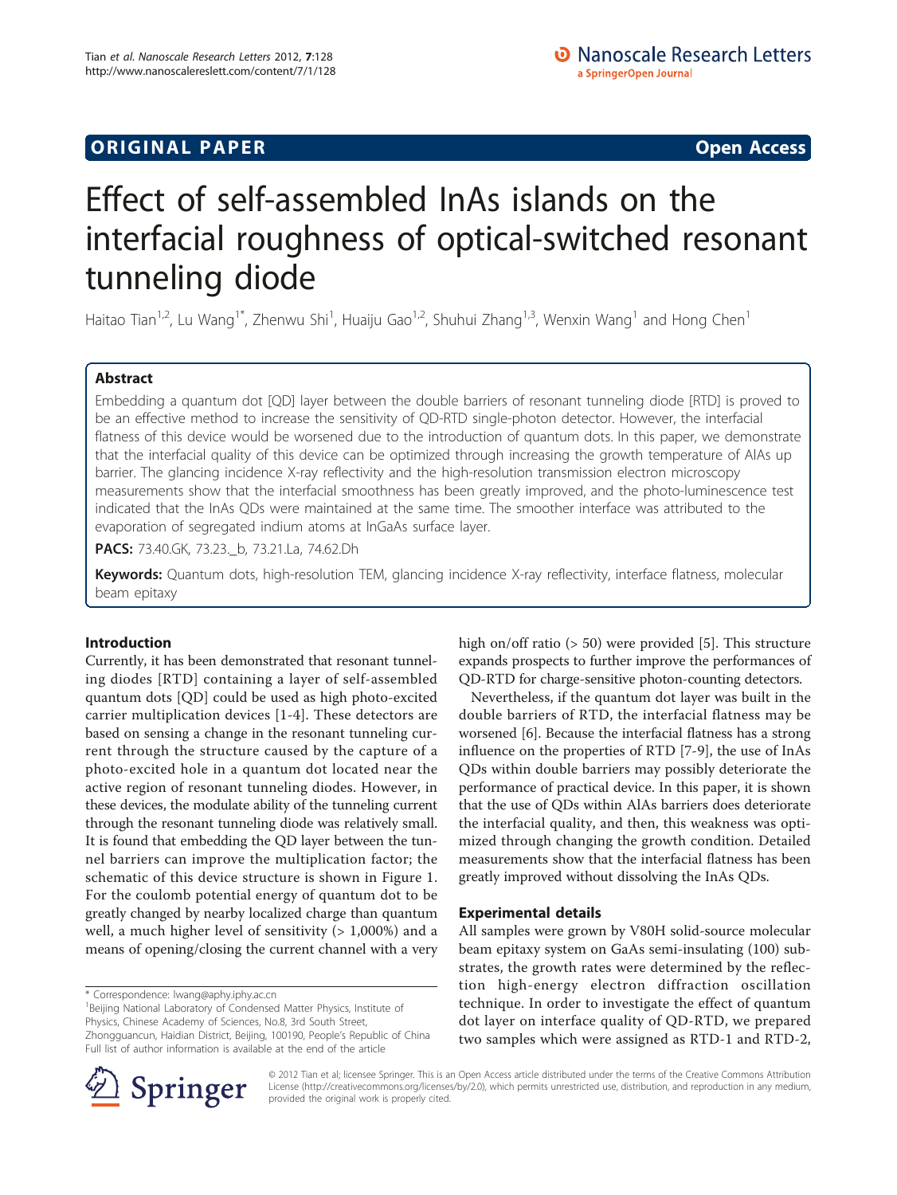# ORIGINAL PAPER

**Open Access**

# Effect of self-assembled InAs islands on the interfacial roughness of optical-switched resonant tunneling diode

Haitao Tian[1,2], Lu Wang[1*], Zhenwu Shi[1], Huaiju Gao[1,2], Shuhui Zhang[1,3], Wenxin Wang[1] and Hong Chen[1]

## Abstract

Embedding a quantum dot [QD] layer between the double barriers of resonant tunneling diode [RTD] is proved to be an effective method to increase the sensitivity of QD-RTD single-photon detector. However, the interfacial flatness of this device would be worsened due to the introduction of quantum dots. In this paper, we demonstrate that the interfacial quality of this device can be optimized through increasing the growth temperature of AlAs up barrier. The glancing incidence X-ray reflectivity and the high-resolution transmission electron microscopy measurements show that the interfacial smoothness has been greatly improved, and the photo-luminescence test indicated that the InAs QDs were maintained at the same time. The smoother interface was attributed to the evaporation of segregated indium atoms at InGaAs surface layer.

**PACS:** 73.40.GK, 73.23._b, 73.21.La, 74.62.Dh

**Keywords:** Quantum dots, high-resolution TEM, glancing incidence X-ray reflectivity, interface flatness, molecular beam epitaxy

## Introduction

Currently, it has been demonstrated that resonant tunneling diodes [RTD] containing a layer of self-assembled quantum dots [QD] could be used as high photo-excited carrier multiplication devices [1-4]. These detectors are based on sensing a change in the resonant tunneling current through the structure caused by the capture of a photo-excited hole in a quantum dot located near the active region of resonant tunneling diodes. However, in these devices, the modulate ability of the tunneling current through the resonant tunneling diode was relatively small. It is found that embedding the QD layer between the tunnel barriers can improve the multiplication factor; the schematic of this device structure is shown in Figure 1. For the coulomb potential energy of quantum dot to be greatly changed by nearby localized charge than quantum well, a much higher level of sensitivity (> 1,000%) and a means of opening/closing the current channel with a very high on/off ratio (> 50) were provided [5]. This structure expands prospects to further improve the performances of QD-RTD for charge-sensitive photon-counting detectors.

Nevertheless, if the quantum dot layer was built in the double barriers of RTD, the interfacial flatness may be worsened [6]. Because the interfacial flatness has a strong influence on the properties of RTD [7-9], the use of InAs QDs within double barriers may possibly deteriorate the performance of practical device. In this paper, it is shown that the use of QDs within AlAs barriers does deteriorate the interfacial quality, and then, this weakness was optimized through changing the growth condition. Detailed measurements show that the interfacial flatness has been greatly improved without dissolving the InAs QDs.

## Experimental details

All samples were grown by V80H solid-source molecular beam epitaxy system on GaAs semi-insulating (100) substrates, the growth rates were determined by the reflection high-energy electron diffraction oscillation technique. In order to investigate the effect of quantum dot layer on interface quality of QD-RTD, we prepared two samples which were assigned as RTD-1 and RTD-2,

\* Correspondence: lwang@aphy.iphy.ac.cn
[1]Beijing National Laboratory of Condensed Matter Physics, Institute of Physics, Chinese Academy of Sciences, No.8, 3rd South Street, Zhongguancun, Haidian District, Beijing, 100190, People's Republic of China
Full list of author information is available at the end of the article

© 2012 Tian et al; licensee Springer. This is an Open Access article distributed under the terms of the Creative Commons Attribution License (http://creativecommons.org/licenses/by/2.0), which permits unrestricted use, distribution, and reproduction in any medium, provided the original work is properly cited.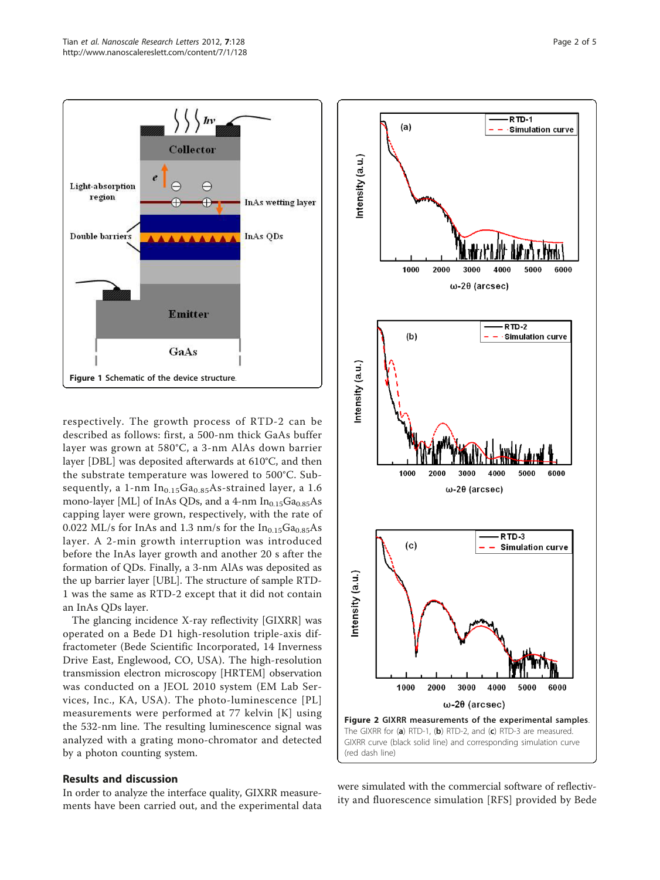Figure 1 Schematic of the device structure.

respectively. The growth process of RTD-2 can be described as follows: first, a 500-nm thick GaAs buffer layer was grown at 580°C, a 3-nm AlAs down barrier layer [DBL] was deposited afterwards at 610°C, and then the substrate temperature was lowered to 500°C. Subsequently, a 1-nm $In_{0.15}Ga_{0.85}As$-strained layer, a 1.6 mono-layer [ML] of InAs QDs, and a 4-nm $In_{0.15}Ga_{0.85}As$ capping layer were grown, respectively, with the rate of 0.022 ML/s for InAs and 1.3 nm/s for the $In_{0.15}Ga_{0.85}As$ layer. A 2-min growth interruption was introduced before the InAs layer growth and another 20 s after the formation of QDs. Finally, a 3-nm AlAs was deposited as the up barrier layer [UBL]. The structure of sample RTD-1 was the same as RTD-2 except that it did not contain an InAs QDs layer.

The glancing incidence X-ray reflectivity [GIXRR] was operated on a Bede D1 high-resolution triple-axis diffractometer (Bede Scientific Incorporated, 14 Inverness Drive East, Englewood, CO, USA). The high-resolution transmission electron microscopy [HRTEM] observation was conducted on a JEOL 2010 system (EM Lab Services, Inc., KA, USA). The photo-luminescence [PL] measurements were performed at 77 kelvin [K] using the 532-nm line. The resulting luminescence signal was analyzed with a grating mono-chromator and detected by a photon counting system.

Figure 2 GIXRR measurements of the experimental samples. The GIXRR for (a) RTD-1, (b) RTD-2, and (c) RTD-3 are measured. GIXRR curve (black solid line) and corresponding simulation curve (red dash line)

## Results and discussion

In order to analyze the interface quality, GIXRR measurements have been carried out, and the experimental data were simulated with the commercial software of reflectivity and fluorescence simulation [RFS] provided by Bede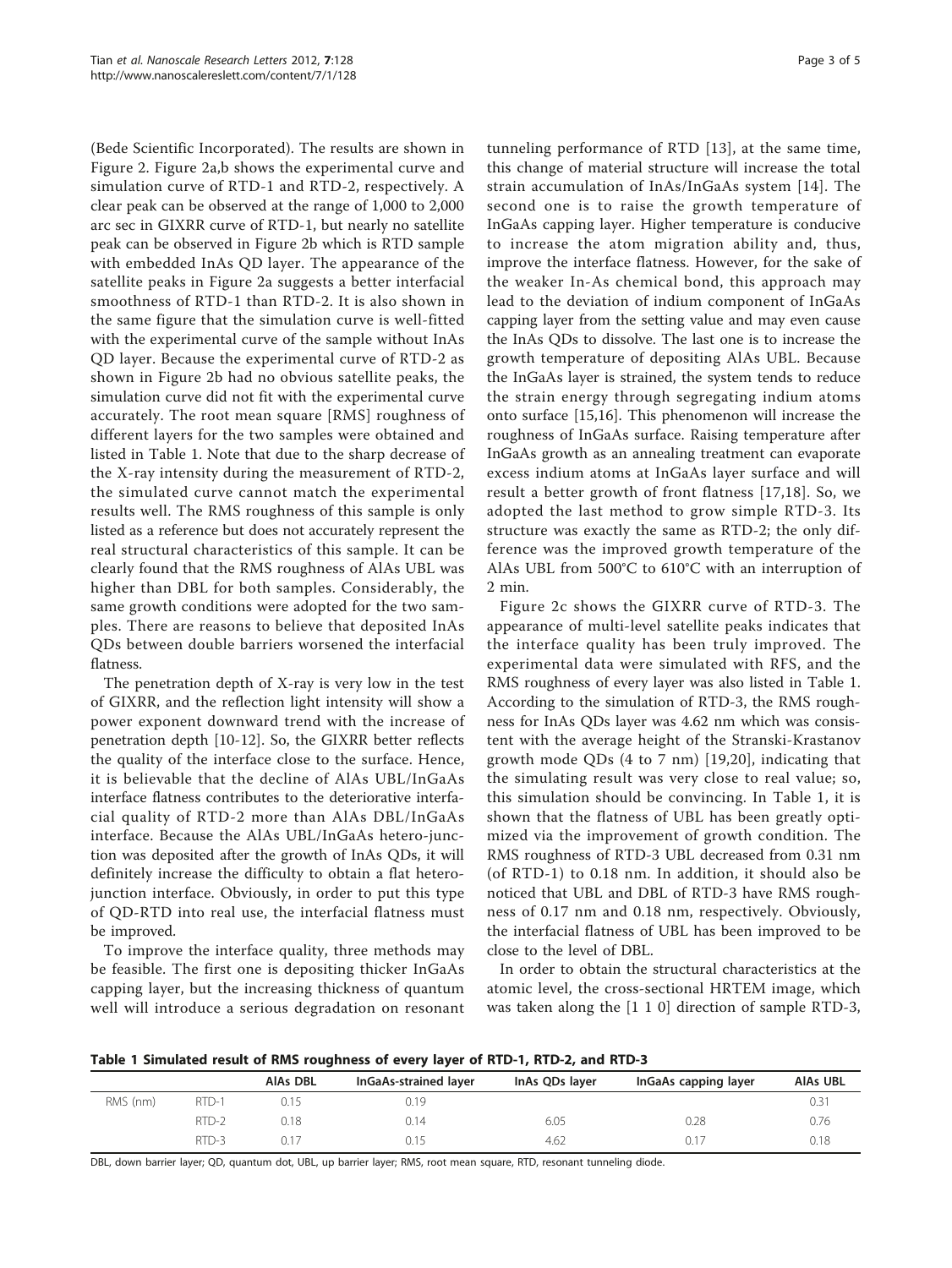(Bede Scientific Incorporated). The results are shown in Figure 2. Figure 2a,b shows the experimental curve and simulation curve of RTD-1 and RTD-2, respectively. A clear peak can be observed at the range of 1,000 to 2,000 arc sec in GIXRR curve of RTD-1, but nearly no satellite peak can be observed in Figure 2b which is RTD sample with embedded InAs QD layer. The appearance of the satellite peaks in Figure 2a suggests a better interfacial smoothness of RTD-1 than RTD-2. It is also shown in the same figure that the simulation curve is well-fitted with the experimental curve of the sample without InAs QD layer. Because the experimental curve of RTD-2 as shown in Figure 2b had no obvious satellite peaks, the simulation curve did not fit with the experimental curve accurately. The root mean square [RMS] roughness of different layers for the two samples were obtained and listed in Table 1. Note that due to the sharp decrease of the X-ray intensity during the measurement of RTD-2, the simulated curve cannot match the experimental results well. The RMS roughness of this sample is only listed as a reference but does not accurately represent the real structural characteristics of this sample. It can be clearly found that the RMS roughness of AlAs UBL was higher than DBL for both samples. Considerably, the same growth conditions were adopted for the two samples. There are reasons to believe that deposited InAs QDs between double barriers worsened the interfacial flatness.

The penetration depth of X-ray is very low in the test of GIXRR, and the reflection light intensity will show a power exponent downward trend with the increase of penetration depth [10-12]. So, the GIXRR better reflects the quality of the interface close to the surface. Hence, it is believable that the decline of AlAs UBL/InGaAs interface flatness contributes to the deteriorative interfacial quality of RTD-2 more than AlAs DBL/InGaAs interface. Because the AlAs UBL/InGaAs hetero-junction was deposited after the growth of InAs QDs, it will definitely increase the difficulty to obtain a flat heterojunction interface. Obviously, in order to put this type of QD-RTD into real use, the interfacial flatness must be improved.

To improve the interface quality, three methods may be feasible. The first one is depositing thicker InGaAs capping layer, but the increasing thickness of quantum well will introduce a serious degradation on resonant tunneling performance of RTD [13], at the same time, this change of material structure will increase the total strain accumulation of InAs/InGaAs system [14]. The second one is to raise the growth temperature of InGaAs capping layer. Higher temperature is conducive to increase the atom migration ability and, thus, improve the interface flatness. However, for the sake of the weaker In-As chemical bond, this approach may lead to the deviation of indium component of InGaAs capping layer from the setting value and may even cause the InAs QDs to dissolve. The last one is to increase the growth temperature of depositing AlAs UBL. Because the InGaAs layer is strained, the system tends to reduce the strain energy through segregating indium atoms onto surface [15,16]. This phenomenon will increase the roughness of InGaAs surface. Raising temperature after InGaAs growth as an annealing treatment can evaporate excess indium atoms at InGaAs layer surface and will result a better growth of front flatness [17,18]. So, we adopted the last method to grow simple RTD-3. Its structure was exactly the same as RTD-2; the only difference was the improved growth temperature of the AlAs UBL from 500°C to 610°C with an interruption of 2 min.

Figure 2c shows the GIXRR curve of RTD-3. The appearance of multi-level satellite peaks indicates that the interface quality has been truly improved. The experimental data were simulated with RFS, and the RMS roughness of every layer was also listed in Table 1. According to the simulation of RTD-3, the RMS roughness for InAs QDs layer was 4.62 nm which was consistent with the average height of the Stranski-Krastanov growth mode QDs (4 to 7 nm) [19,20], indicating that the simulating result was very close to real value; so, this simulation should be convincing. In Table 1, it is shown that the flatness of UBL has been greatly optimized via the improvement of growth condition. The RMS roughness of RTD-3 UBL decreased from 0.31 nm (of RTD-1) to 0.18 nm. In addition, it should also be noticed that UBL and DBL of RTD-3 have RMS roughness of 0.17 nm and 0.18 nm, respectively. Obviously, the interfacial flatness of UBL has been improved to be close to the level of DBL.

In order to obtain the structural characteristics at the atomic level, the cross-sectional HRTEM image, which was taken along the [1 1 0] direction of sample RTD-3,

**Table 1 Simulated result of RMS roughness of every layer of RTD-1, RTD-2, and RTD-3**

| | | AlAs DBL | InGaAs-strained layer | InAs QDs layer | InGaAs capping layer | AlAs UBL |
|---|---|---|---|---|---|---|
| RMS (nm) | RTD-1 | 0.15 | 0.19 | | | 0.31 |
| | RTD-2 | 0.18 | 0.14 | 6.05 | 0.28 | 0.76 |
| | RTD-3 | 0.17 | 0.15 | 4.62 | 0.17 | 0.18 |

DBL, down barrier layer; QD, quantum dot, UBL, up barrier layer; RMS, root mean square, RTD, resonant tunneling diode.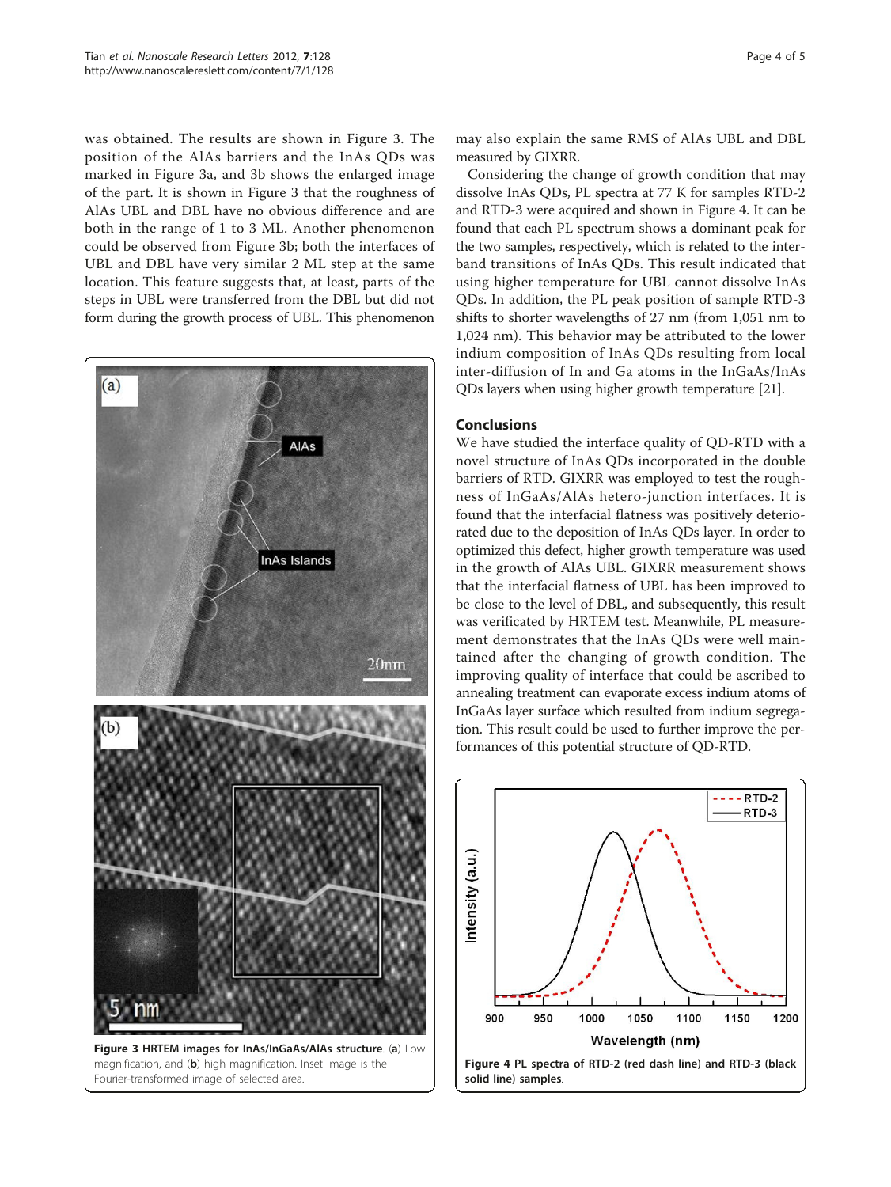was obtained. The results are shown in Figure 3. The position of the AlAs barriers and the InAs QDs was marked in Figure 3a, and 3b shows the enlarged image of the part. It is shown in Figure 3 that the roughness of AlAs UBL and DBL have no obvious difference and are both in the range of 1 to 3 ML. Another phenomenon could be observed from Figure 3b; both the interfaces of UBL and DBL have very similar 2 ML step at the same location. This feature suggests that, at least, parts of the steps in UBL were transferred from the DBL but did not form during the growth process of UBL. This phenomenon may also explain the same RMS of AlAs UBL and DBL measured by GIXRR.

**Figure 3 HRTEM images for InAs/InGaAs/AlAs structure**. (**a**) Low magnification, and (**b**) high magnification. Inset image is the Fourier-transformed image of selected area.

Considering the change of growth condition that may dissolve InAs QDs, PL spectra at 77 K for samples RTD-2 and RTD-3 were acquired and shown in Figure 4. It can be found that each PL spectrum shows a dominant peak for the two samples, respectively, which is related to the inter-band transitions of InAs QDs. This result indicated that using higher temperature for UBL cannot dissolve InAs QDs. In addition, the PL peak position of sample RTD-3 shifts to shorter wavelengths of 27 nm (from 1,051 nm to 1,024 nm). This behavior may be attributed to the lower indium composition of InAs QDs resulting from local inter-diffusion of In and Ga atoms in the InGaAs/InAs QDs layers when using higher growth temperature [21].

## Conclusions

We have studied the interface quality of QD-RTD with a novel structure of InAs QDs incorporated in the double barriers of RTD. GIXRR was employed to test the roughness of InGaAs/AlAs hetero-junction interfaces. It is found that the interfacial flatness was positively deteriorated due to the deposition of InAs QDs layer. In order to optimized this defect, higher growth temperature was used in the growth of AlAs UBL. GIXRR measurement shows that the interfacial flatness of UBL has been improved to be close to the level of DBL, and subsequently, this result was verificated by HRTEM test. Meanwhile, PL measurement demonstrates that the InAs QDs were well maintained after the changing of growth condition. The improving quality of interface that could be ascribed to annealing treatment can evaporate excess indium atoms of InGaAs layer surface which resulted from indium segregation. This result could be used to further improve the performances of this potential structure of QD-RTD.

**Figure 4 PL spectra of RTD-2 (red dash line) and RTD-3 (black solid line) samples**.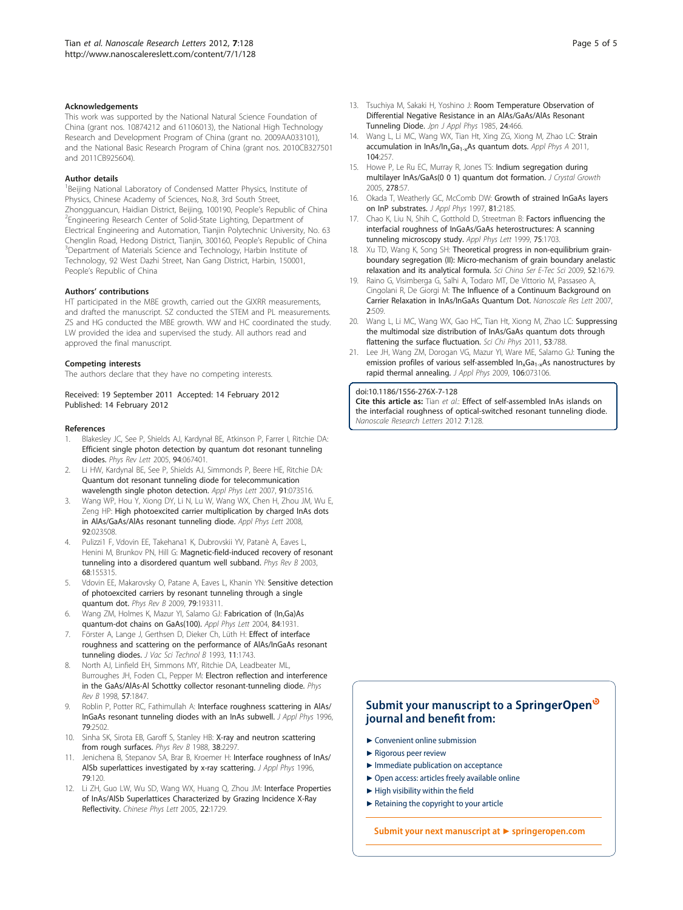### Acknowledgements

This work was supported by the National Natural Science Foundation of China (grant nos. 10874212 and 61106013), the National High Technology Research and Development Program of China (grant no. 2009AA033101), and the National Basic Research Program of China (grant nos. 2010CB327501 and 2011CB925604).

### Author details

[1]Beijing National Laboratory of Condensed Matter Physics, Institute of Physics, Chinese Academy of Sciences, No.8, 3rd South Street, Zhongguancun, Haidian District, Beijing, 100190, People's Republic of China [2]Engineering Research Center of Solid-State Lighting, Department of Electrical Engineering and Automation, Tianjin Polytechnic University, No. 63 Chenglin Road, Hedong District, Tianjin, 300160, People's Republic of China [3]Department of Materials Science and Technology, Harbin Institute of Technology, 92 West Dazhi Street, Nan Gang District, Harbin, 150001, People's Republic of China

### Authors' contributions

HT participated in the MBE growth, carried out the GIXRR measurements, and drafted the manuscript. SZ conducted the STEM and PL measurements. ZS and HG conducted the MBE growth. WW and HC coordinated the study. LW provided the idea and supervised the study. All authors read and approved the final manuscript.

### Competing interests

The authors declare that they have no competing interests.

Received: 19 September 2011 Accepted: 14 February 2012
Published: 14 February 2012

### References

1. Blakesley JC, See P, Shields AJ, Kardynał BE, Atkinson P, Farrer I, Ritchie DA: **Efficient single photon detection by quantum dot resonant tunneling diodes.** *Phys Rev Lett* 2005, **94**:067401.
2. Li HW, Kardynal BE, See P, Shields AJ, Simmonds P, Beere HE, Ritchie DA: **Quantum dot resonant tunneling diode for telecommunication wavelength single photon detection.** *Appl Phys Lett* 2007, **91**:073516.
3. Wang WP, Hou Y, Xiong DY, Li N, Lu W, Wang WX, Chen H, Zhou JM, Wu E, Zeng HP: **High photoexcited carrier multiplication by charged InAs dots in AlAs/GaAs/AlAs resonant tunneling diode.** *Appl Phys Lett* 2008, **92**:023508.
4. Pulizzi1 F, Vdovin EE, Takehana1 K, Dubrovskii YV, Patanè A, Eaves L, Henini M, Brunkov PN, Hill G: **Magnetic-field-induced recovery of resonant tunneling into a disordered quantum well subband.** *Phys Rev B* 2003, **68**:155315.
5. Vdovin EE, Makarovsky O, Patane A, Eaves L, Khanin YN: **Sensitive detection of photoexcited carriers by resonant tunneling through a single quantum dot.** *Phys Rev B* 2009, **79**:193311.
6. Wang ZM, Holmes K, Mazur YI, Salamo GJ: **Fabrication of (In,Ga)As quantum-dot chains on GaAs(100).** *Appl Phys Lett* 2004, **84**:1931.
7. Förster A, Lange J, Gerthsen D, Dieker Ch, Lüth H: **Effect of interface roughness and scattering on the performance of AlAs/InGaAs resonant tunneling diodes.** *J Vac Sci Technol B* 1993, **11**:1743.
8. North AJ, Linfield EH, Simmons MY, Ritchie DA, Leadbeater ML, Burroughes JH, Foden CL, Pepper M: **Electron reflection and interference in the GaAs/AlAs-Al Schottky collector resonant-tunneling diode.** *Phys Rev B* 1998, **57**:1847.
9. Roblin P, Potter RC, Fathimullah A: **Interface roughness scattering in AlAs/InGaAs resonant tunneling diodes with an InAs subwell.** *J Appl Phys* 1996, **79**:2502.
10. Sinha SK, Sirota EB, Garoff S, Stanley HB: **X-ray and neutron scattering from rough surfaces.** *Phys Rev B* 1988, **38**:2297.
11. Jenichena B, Stepanov SA, Brar B, Kroemer H: **Interface roughness of InAs/AlSb superlattices investigated by x-ray scattering.** *J Appl Phys* 1996, **79**:120.
12. Li ZH, Guo LW, Wu SD, Wang WX, Huang Q, Zhou JM: **Interface Properties of InAs/AlSb Superlattices Characterized by Grazing Incidence X-Ray Reflectivity.** *Chinese Phys Lett* 2005, **22**:1729.
13. Tsuchiya M, Sakaki H, Yoshino J: **Room Temperature Observation of Differential Negative Resistance in an AlAs/GaAs/AlAs Resonant Tunneling Diode.** *Jpn J Appl Phys* 1985, **24**:466.
14. Wang L, Li MC, Wang WX, Tian Ht, Xing ZG, Xiong M, Zhao LC: **Strain accumulation in InAs/$In_xGa_{1-x}As$ quantum dots.** *Appl Phys A* 2011, **104**:257.
15. Howe P, Le Ru EC, Murray R, Jones TS: **Indium segregation during multilayer InAs/GaAs(0 0 1) quantum dot formation.** *J Crystal Growth* 2005, **278**:57.
16. Okada T, Weatherly GC, McComb DW: **Growth of strained InGaAs layers on InP substrates.** *J Appl Phys* 1997, **81**:2185.
17. Chao K, Liu N, Shih C, Gotthold D, Streetman B: **Factors influencing the interfacial roughness of InGaAs/GaAs heterostructures: A scanning tunneling microscopy study.** *Appl Phys Lett* 1999, **75**:1703.
18. Xu TD, Wang K, Song SH: **Theoretical progress in non-equilibrium grain-boundary segregation (II): Micro-mechanism of grain boundary anelastic relaxation and its analytical formula.** *Sci China Ser E-Tec Sci* 2009, **52**:1679.
19. Raino G, Visimberga G, Salhi A, Todaro MT, De Vittorio M, Passaseo A, Cingolani R, De Giorgi M: **The Influence of a Continuum Background on Carrier Relaxation in InAs/InGaAs Quantum Dot.** *Nanoscale Res Lett* 2007, **2**:509.
20. Wang L, Li MC, Wang WX, Gao HC, Tian Ht, Xiong M, Zhao LC: **Suppressing the multimodal size distribution of InAs/GaAs quantum dots through flattening the surface fluctuation.** *Sci Chi Phys* 2011, **53**:788.
21. Lee JH, Wang ZM, Dorogan VG, Mazur YI, Ware ME, Salamo GJ: **Tuning the emission profiles of various self-assembled $In_xGa_{1-x}As$ nanostructures by rapid thermal annealing.** *J Appl Phys* 2009, **106**:073106.

doi:10.1186/1556-276X-7-128
**Cite this article as:** Tian *et al.*: Effect of self-assembled InAs islands on the interfacial roughness of optical-switched resonant tunneling diode. *Nanoscale Research Letters* 2012 **7**:128.

**Submit your manuscript to a SpringerOpen journal and benefit from:**

- Convenient online submission
- Rigorous peer review
- Immediate publication on acceptance
- Open access: articles freely available online
- High visibility within the field
- Retaining the copyright to your article

**Submit your next manuscript at ► springeropen.com**